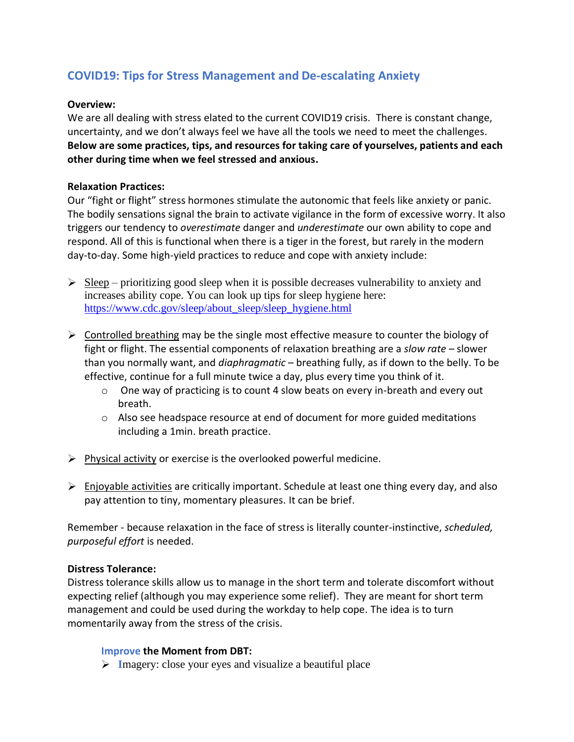## COVID19: Tips for Stress Management and De-escalating Anxiety

**Overview:**

We are all dealing with stress elated to the current COVID19 crisis. There is constant change, uncertainty, and we don't always feel we have all the tools we need to meet the challenges. **Below are some practices, tips, and resources for taking care of yourselves, patients and each other during time when we feel stressed and anxious.**

**Relaxation Practices:**

Our "fight or flight" stress hormones stimulate the autonomic that feels like anxiety or panic. The bodily sensations signal the brain to activate vigilance in the form of excessive worry. It also triggers our tendency to *overestimate* danger and *underestimate* our own ability to cope and respond. All of this is functional when there is a tiger in the forest, but rarely in the modern day-to-day. Some high-yield practices to reduce and cope with anxiety include:

- Sleep – prioritizing good sleep when it is possible decreases vulnerability to anxiety and increases ability cope. You can look up tips for sleep hygiene here: https://www.cdc.gov/sleep/about_sleep/sleep_hygiene.html

- Controlled breathing may be the single most effective measure to counter the biology of fight or flight. The essential components of relaxation breathing are a *slow rate* – slower than you normally want, and *diaphragmatic* – breathing fully, as if down to the belly. To be effective, continue for a full minute twice a day, plus every time you think of it.
  - One way of practicing is to count 4 slow beats on every in-breath and every out breath.
  - Also see headspace resource at end of document for more guided meditations including a 1min. breath practice.

- Physical activity or exercise is the overlooked powerful medicine.

- Enjoyable activities are critically important. Schedule at least one thing every day, and also pay attention to tiny, momentary pleasures. It can be brief.

Remember - because relaxation in the face of stress is literally counter-instinctive, *scheduled, purposeful effort* is needed.

**Distress Tolerance:**

Distress tolerance skills allow us to manage in the short term and tolerate discomfort without expecting relief (although you may experience some relief). They are meant for short term management and could be used during the workday to help cope. The idea is to turn momentarily away from the stress of the crisis.

**Improve the Moment from DBT:**

- **I**magery: close your eyes and visualize a beautiful place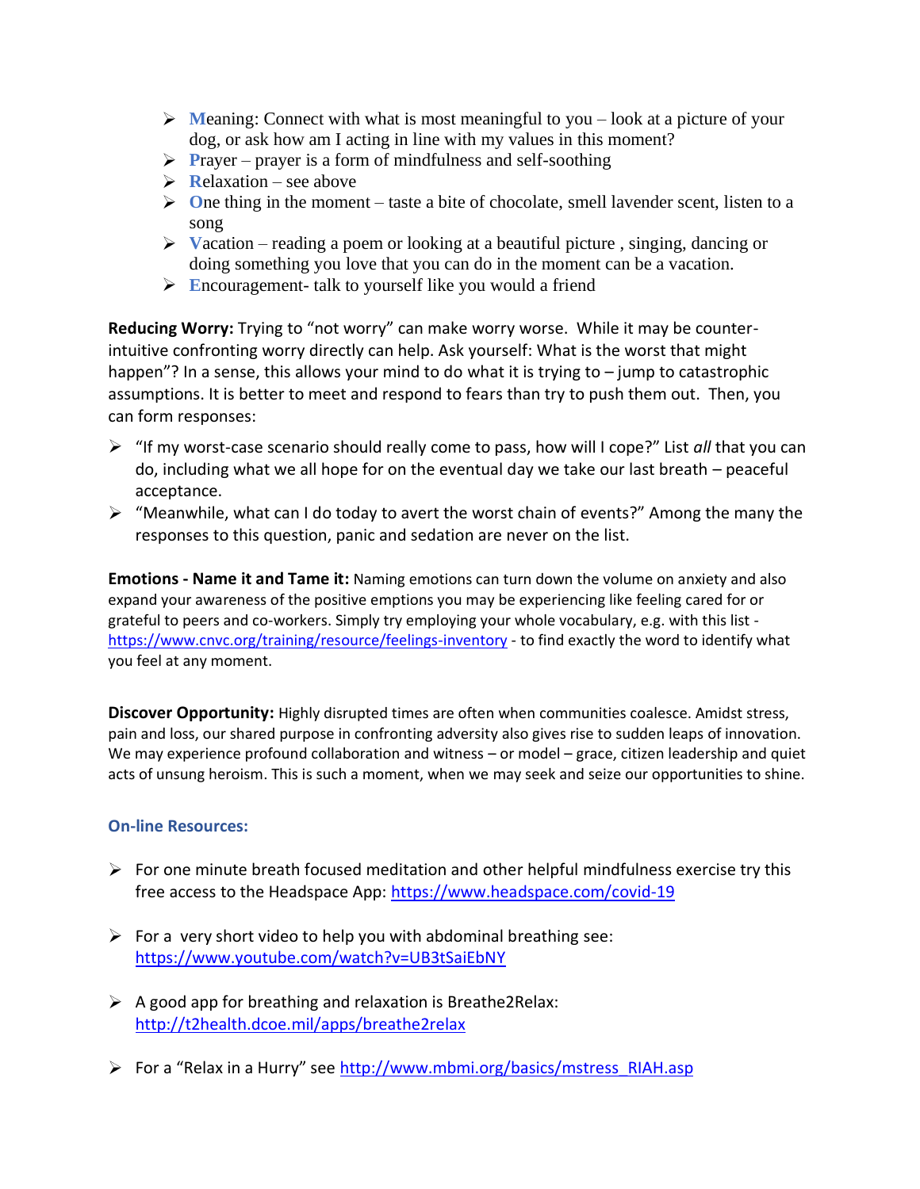- **M**eaning: Connect with what is most meaningful to you – look at a picture of your dog, or ask how am I acting in line with my values in this moment?
- **P**rayer – prayer is a form of mindfulness and self-soothing
- **R**elaxation – see above
- **O**ne thing in the moment – taste a bite of chocolate, smell lavender scent, listen to a song
- **V**acation – reading a poem or looking at a beautiful picture , singing, dancing or doing something you love that you can do in the moment can be a vacation.
- **E**ncouragement- talk to yourself like you would a friend

**Reducing Worry:** Trying to "not worry" can make worry worse. While it may be counter-intuitive confronting worry directly can help. Ask yourself: What is the worst that might happen"? In a sense, this allows your mind to do what it is trying to – jump to catastrophic assumptions. It is better to meet and respond to fears than try to push them out. Then, you can form responses:

- "If my worst-case scenario should really come to pass, how will I cope?" List *all* that you can do, including what we all hope for on the eventual day we take our last breath – peaceful acceptance.
- "Meanwhile, what can I do today to avert the worst chain of events?" Among the many the responses to this question, panic and sedation are never on the list.

**Emotions - Name it and Tame it:** Naming emotions can turn down the volume on anxiety and also expand your awareness of the positive emptions you may be experiencing like feeling cared for or grateful to peers and co-workers. Simply try employing your whole vocabulary, e.g. with this list - https://www.cnvc.org/training/resource/feelings-inventory - to find exactly the word to identify what you feel at any moment.

**Discover Opportunity:** Highly disrupted times are often when communities coalesce. Amidst stress, pain and loss, our shared purpose in confronting adversity also gives rise to sudden leaps of innovation. We may experience profound collaboration and witness – or model – grace, citizen leadership and quiet acts of unsung heroism. This is such a moment, when we may seek and seize our opportunities to shine.

## On-line Resources:

- For one minute breath focused meditation and other helpful mindfulness exercise try this free access to the Headspace App: https://www.headspace.com/covid-19
- For a very short video to help you with abdominal breathing see: https://www.youtube.com/watch?v=UB3tSaiEbNY
- A good app for breathing and relaxation is Breathe2Relax: http://t2health.dcoe.mil/apps/breathe2relax
- For a "Relax in a Hurry" see http://www.mbmi.org/basics/mstress_RIAH.asp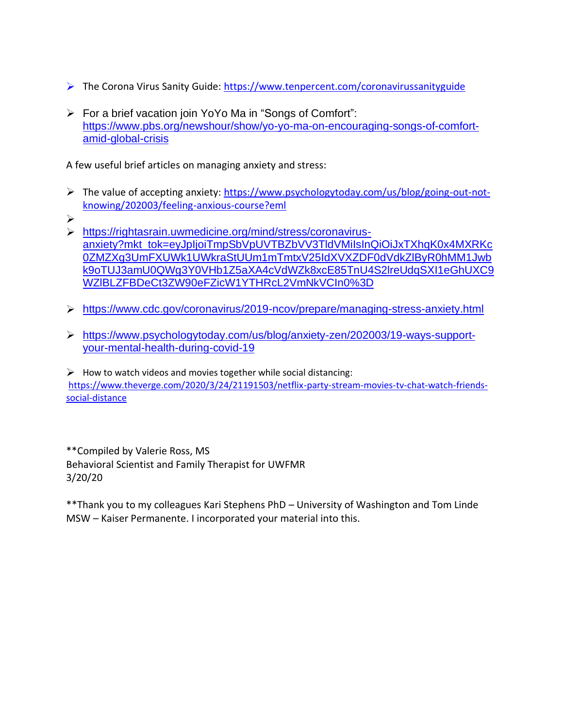- The Corona Virus Sanity Guide: https://www.tenpercent.com/coronavirussanityguide

- For a brief vacation join YoYo Ma in "Songs of Comfort": https://www.pbs.org/newshour/show/yo-yo-ma-on-encouraging-songs-of-comfort-amid-global-crisis

A few useful brief articles on managing anxiety and stress:

- The value of accepting anxiety: https://www.psychologytoday.com/us/blog/going-out-not-knowing/202003/feeling-anxious-course?eml
- 
- https://rightasrain.uwmedicine.org/mind/stress/coronavirus-anxiety?mkt_tok=eyJpIjoiTmpSbVpUVTBZbVV3TldVMiIsInQiOiJxTXhqK0x4MXRKc0ZMZXg3UmFXUWk1UWkraStUUm1mTmtxV25IdXVXZDF0dVdkZlByR0hMM1Jwbk9oTUJ3amU0QWg3Y0VHb1Z5aXA4cVdWZk8xcE85TnU4S2lreUdqSXI1eGhUXC9WZlBLZFBDeCt3ZW90eFZicW1YTHRcL2VmNkVCIn0%3D

- https://www.cdc.gov/coronavirus/2019-ncov/prepare/managing-stress-anxiety.html

- https://www.psychologytoday.com/us/blog/anxiety-zen/202003/19-ways-support-your-mental-health-during-covid-19

- How to watch videos and movies together while social distancing: https://www.theverge.com/2020/3/24/21191503/netflix-party-stream-movies-tv-chat-watch-friends-social-distance

**Compiled by Valerie Ross, MS
Behavioral Scientist and Family Therapist for UWFMR
3/20/20

**Thank you to my colleagues Kari Stephens PhD – University of Washington and Tom Linde MSW – Kaiser Permanente. I incorporated your material into this.